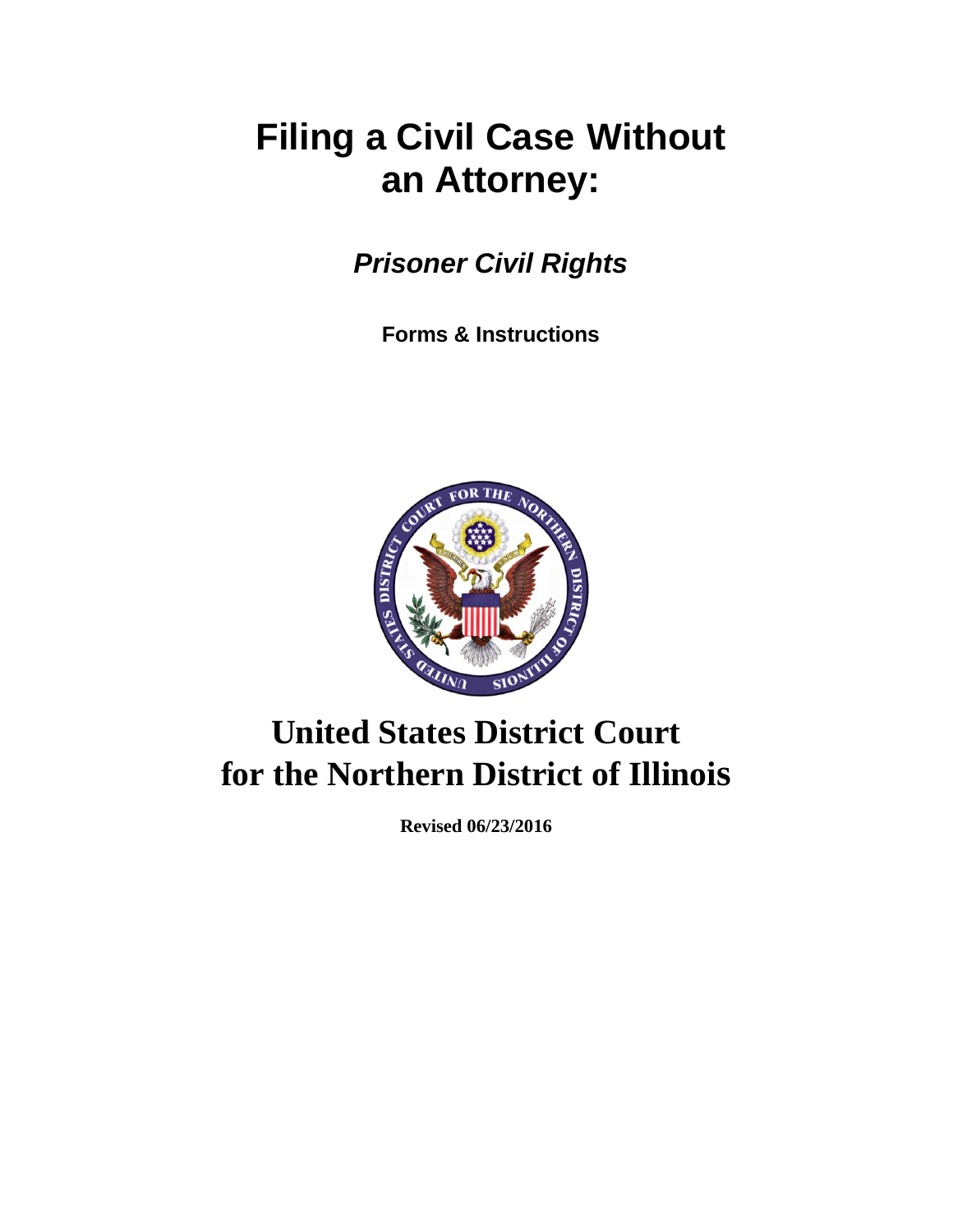# Filing a Civil Case Without an Attorney:

## *Prisoner Civil Rights*

**Forms & Instructions**

# United States District Court for the Northern District of Illinois

**Revised 06/23/2016**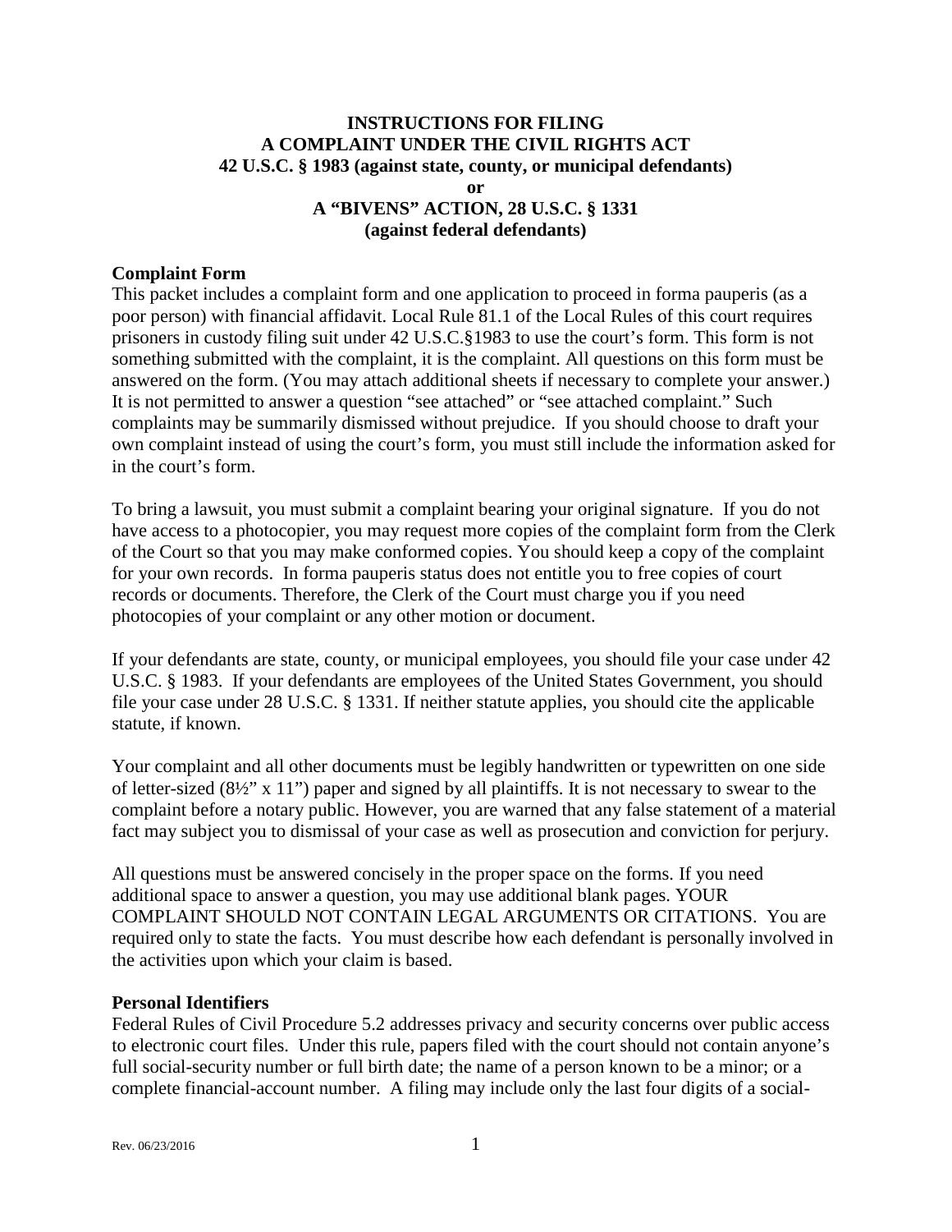# INSTRUCTIONS FOR FILING A COMPLAINT UNDER THE CIVIL RIGHTS ACT 42 U.S.C. § 1983 (against state, county, or municipal defendants) or A "BIVENS" ACTION, 28 U.S.C. § 1331 (against federal defendants)

**Complaint Form**

This packet includes a complaint form and one application to proceed in forma pauperis (as a poor person) with financial affidavit. Local Rule 81.1 of the Local Rules of this court requires prisoners in custody filing suit under 42 U.S.C.§1983 to use the court's form. This form is not something submitted with the complaint, it is the complaint. All questions on this form must be answered on the form. (You may attach additional sheets if necessary to complete your answer.) It is not permitted to answer a question "see attached" or "see attached complaint." Such complaints may be summarily dismissed without prejudice. If you should choose to draft your own complaint instead of using the court's form, you must still include the information asked for in the court's form.

To bring a lawsuit, you must submit a complaint bearing your original signature. If you do not have access to a photocopier, you may request more copies of the complaint form from the Clerk of the Court so that you may make conformed copies. You should keep a copy of the complaint for your own records. In forma pauperis status does not entitle you to free copies of court records or documents. Therefore, the Clerk of the Court must charge you if you need photocopies of your complaint or any other motion or document.

If your defendants are state, county, or municipal employees, you should file your case under 42 U.S.C. § 1983. If your defendants are employees of the United States Government, you should file your case under 28 U.S.C. § 1331. If neither statute applies, you should cite the applicable statute, if known.

Your complaint and all other documents must be legibly handwritten or typewritten on one side of letter-sized (8½" x 11") paper and signed by all plaintiffs. It is not necessary to swear to the complaint before a notary public. However, you are warned that any false statement of a material fact may subject you to dismissal of your case as well as prosecution and conviction for perjury.

All questions must be answered concisely in the proper space on the forms. If you need additional space to answer a question, you may use additional blank pages. YOUR COMPLAINT SHOULD NOT CONTAIN LEGAL ARGUMENTS OR CITATIONS. You are required only to state the facts. You must describe how each defendant is personally involved in the activities upon which your claim is based.

**Personal Identifiers**

Federal Rules of Civil Procedure 5.2 addresses privacy and security concerns over public access to electronic court files. Under this rule, papers filed with the court should not contain anyone's full social-security number or full birth date; the name of a person known to be a minor; or a complete financial-account number. A filing may include only the last four digits of a social-

Rev. 06/23/2016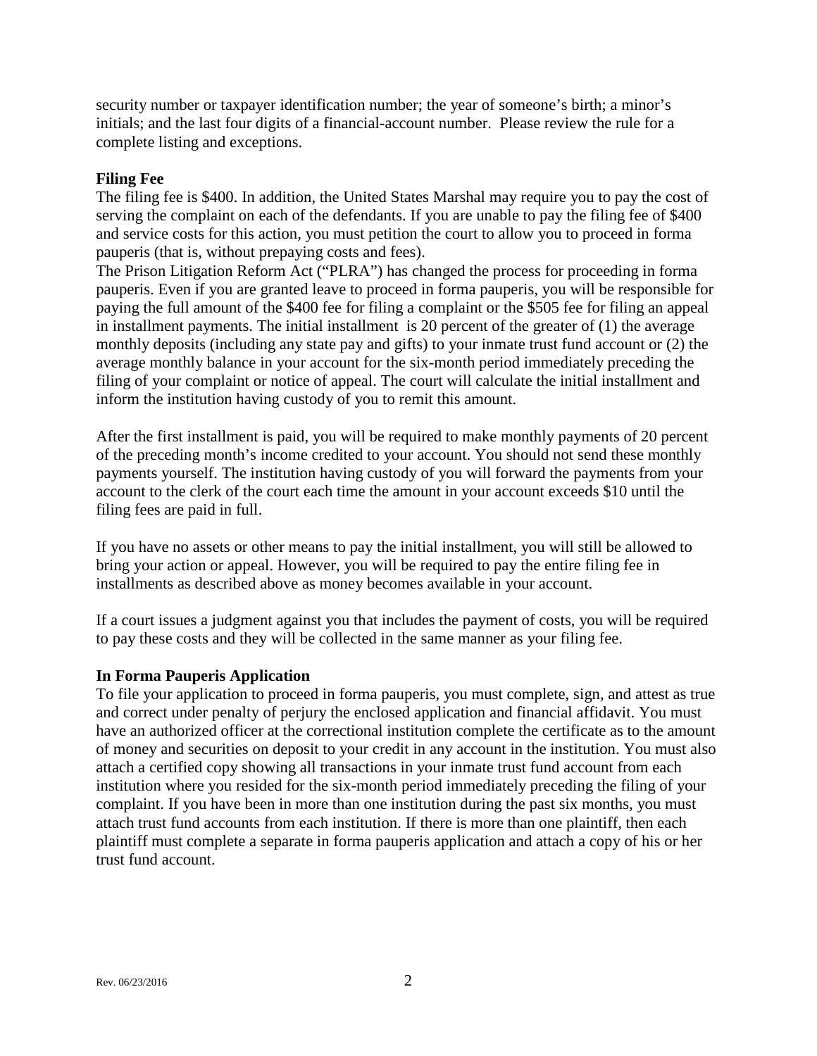security number or taxpayer identification number; the year of someone's birth; a minor's initials; and the last four digits of a financial-account number. Please review the rule for a complete listing and exceptions.

**Filing Fee**

The filing fee is $400. In addition, the United States Marshal may require you to pay the cost of serving the complaint on each of the defendants. If you are unable to pay the filing fee of $400 and service costs for this action, you must petition the court to allow you to proceed in forma pauperis (that is, without prepaying costs and fees).

The Prison Litigation Reform Act ("PLRA") has changed the process for proceeding in forma pauperis. Even if you are granted leave to proceed in forma pauperis, you will be responsible for paying the full amount of the $400 fee for filing a complaint or the $505 fee for filing an appeal in installment payments. The initial installment is 20 percent of the greater of (1) the average monthly deposits (including any state pay and gifts) to your inmate trust fund account or (2) the average monthly balance in your account for the six-month period immediately preceding the filing of your complaint or notice of appeal. The court will calculate the initial installment and inform the institution having custody of you to remit this amount.

After the first installment is paid, you will be required to make monthly payments of 20 percent of the preceding month's income credited to your account. You should not send these monthly payments yourself. The institution having custody of you will forward the payments from your account to the clerk of the court each time the amount in your account exceeds $10 until the filing fees are paid in full.

If you have no assets or other means to pay the initial installment, you will still be allowed to bring your action or appeal. However, you will be required to pay the entire filing fee in installments as described above as money becomes available in your account.

If a court issues a judgment against you that includes the payment of costs, you will be required to pay these costs and they will be collected in the same manner as your filing fee.

**In Forma Pauperis Application**

To file your application to proceed in forma pauperis, you must complete, sign, and attest as true and correct under penalty of perjury the enclosed application and financial affidavit. You must have an authorized officer at the correctional institution complete the certificate as to the amount of money and securities on deposit to your credit in any account in the institution. You must also attach a certified copy showing all transactions in your inmate trust fund account from each institution where you resided for the six-month period immediately preceding the filing of your complaint. If you have been in more than one institution during the past six months, you must attach trust fund accounts from each institution. If there is more than one plaintiff, then each plaintiff must complete a separate in forma pauperis application and attach a copy of his or her trust fund account.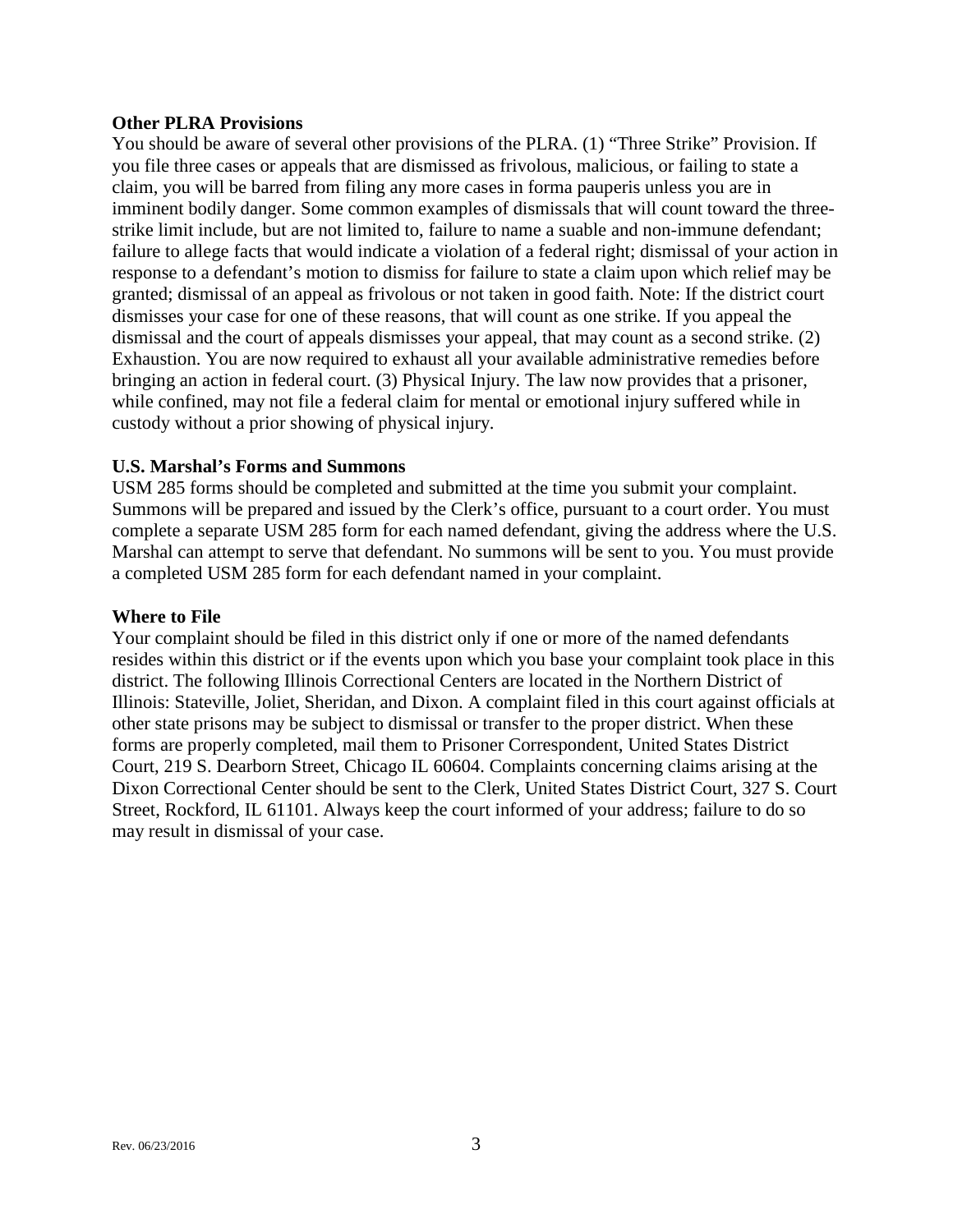**Other PLRA Provisions**

You should be aware of several other provisions of the PLRA. (1) "Three Strike" Provision. If you file three cases or appeals that are dismissed as frivolous, malicious, or failing to state a claim, you will be barred from filing any more cases in forma pauperis unless you are in imminent bodily danger. Some common examples of dismissals that will count toward the three-strike limit include, but are not limited to, failure to name a suable and non-immune defendant; failure to allege facts that would indicate a violation of a federal right; dismissal of your action in response to a defendant's motion to dismiss for failure to state a claim upon which relief may be granted; dismissal of an appeal as frivolous or not taken in good faith. Note: If the district court dismisses your case for one of these reasons, that will count as one strike. If you appeal the dismissal and the court of appeals dismisses your appeal, that may count as a second strike. (2) Exhaustion. You are now required to exhaust all your available administrative remedies before bringing an action in federal court. (3) Physical Injury. The law now provides that a prisoner, while confined, may not file a federal claim for mental or emotional injury suffered while in custody without a prior showing of physical injury.

**U.S. Marshal's Forms and Summons**

USM 285 forms should be completed and submitted at the time you submit your complaint. Summons will be prepared and issued by the Clerk's office, pursuant to a court order. You must complete a separate USM 285 form for each named defendant, giving the address where the U.S. Marshal can attempt to serve that defendant. No summons will be sent to you. You must provide a completed USM 285 form for each defendant named in your complaint.

**Where to File**

Your complaint should be filed in this district only if one or more of the named defendants resides within this district or if the events upon which you base your complaint took place in this district. The following Illinois Correctional Centers are located in the Northern District of Illinois: Stateville, Joliet, Sheridan, and Dixon. A complaint filed in this court against officials at other state prisons may be subject to dismissal or transfer to the proper district. When these forms are properly completed, mail them to Prisoner Correspondent, United States District Court, 219 S. Dearborn Street, Chicago IL 60604. Complaints concerning claims arising at the Dixon Correctional Center should be sent to the Clerk, United States District Court, 327 S. Court Street, Rockford, IL 61101. Always keep the court informed of your address; failure to do so may result in dismissal of your case.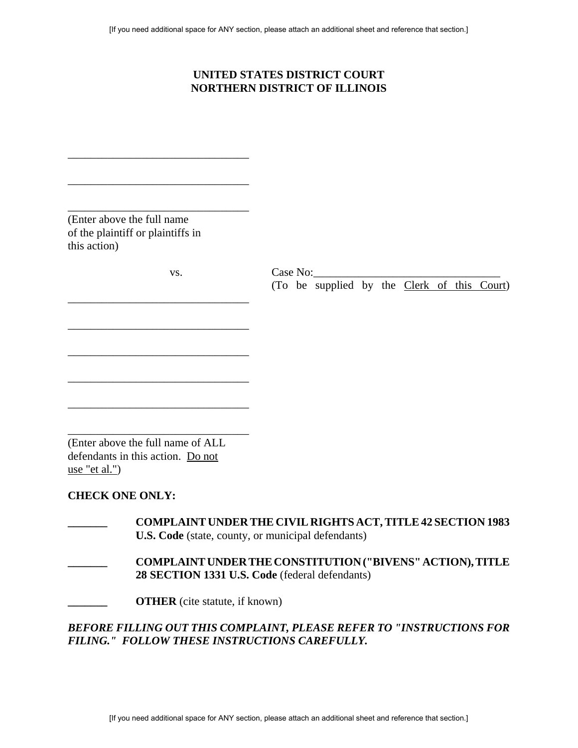[If you need additional space for ANY section, please attach an additional sheet and reference that section.]

**UNITED STATES DISTRICT COURT**
**NORTHERN DISTRICT OF ILLINOIS**

________________________________

________________________________

________________________________
(Enter above the full name of the plaintiff or plaintiffs in this action)

vs.

Case No:________________________________
(To be supplied by the Clerk of this Court)

________________________________

________________________________

________________________________

________________________________

________________________________

________________________________
(Enter above the full name of ALL defendants in this action. Do not use "et al.")

**CHECK ONE ONLY:**

_______ **COMPLAINT UNDER THE CIVIL RIGHTS ACT, TITLE 42 SECTION 1983 U.S. Code** (state, county, or municipal defendants)

_______ **COMPLAINT UNDER THE CONSTITUTION ("BIVENS" ACTION), TITLE 28 SECTION 1331 U.S. Code** (federal defendants)

_______ **OTHER** (cite statute, if known)

***BEFORE FILLING OUT THIS COMPLAINT, PLEASE REFER TO "INSTRUCTIONS FOR FILING." FOLLOW THESE INSTRUCTIONS CAREFULLY.***

[If you need additional space for ANY section, please attach an additional sheet and reference that section.]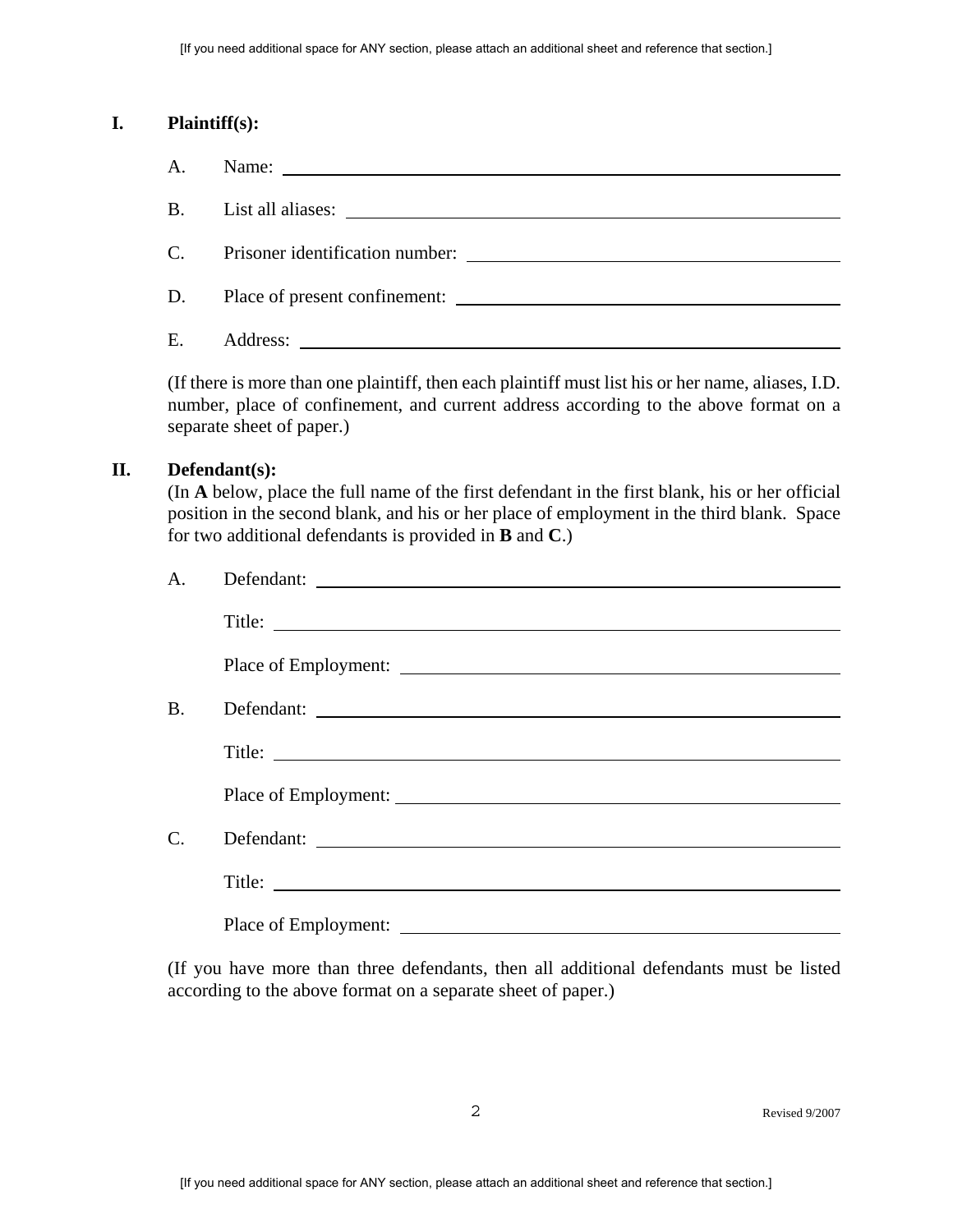## I. Plaintiff(s):

A. Name: ______________________________

B. List all aliases: ______________________________

C. Prisoner identification number: ______________________________

D. Place of present confinement: ______________________________

E. Address: ______________________________

(If there is more than one plaintiff, then each plaintiff must list his or her name, aliases, I.D. number, place of confinement, and current address according to the above format on a separate sheet of paper.)

## II. Defendant(s):

(In **A** below, place the full name of the first defendant in the first blank, his or her official position in the second blank, and his or her place of employment in the third blank. Space for two additional defendants is provided in **B** and **C**.)

A. Defendant: ______________________________

Title: ______________________________

Place of Employment: ______________________________

B. Defendant: ______________________________

Title: ______________________________

Place of Employment: ______________________________

C. Defendant: ______________________________

Title: ______________________________

Place of Employment: ______________________________

(If you have more than three defendants, then all additional defendants must be listed according to the above format on a separate sheet of paper.)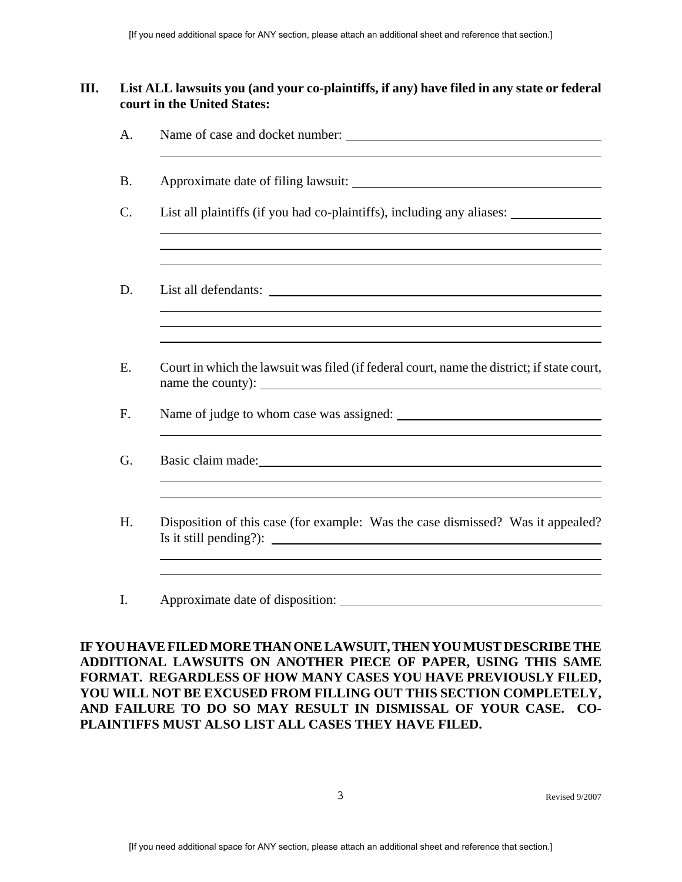**III. List ALL lawsuits you (and your co-plaintiffs, if any) have filed in any state or federal court in the United States:**

A. Name of case and docket number: ______________________________________

______________________________________________________________________

B. Approximate date of filing lawsuit: ______________________________________

C. List all plaintiffs (if you had co-plaintiffs), including any aliases: ____________

______________________________________________________________________

______________________________________________________________________

______________________________________________________________________

D. List all defendants: _________________________________________________

______________________________________________________________________

______________________________________________________________________

______________________________________________________________________

E. Court in which the lawsuit was filed (if federal court, name the district; if state court, name the county): ______________________________________________

F. Name of judge to whom case was assigned: ______________________________

______________________________________________________________________

G. Basic claim made: ___________________________________________________

______________________________________________________________________

______________________________________________________________________

H. Disposition of this case (for example: Was the case dismissed? Was it appealed? Is it still pending?): _____________________________________________

______________________________________________________________________

______________________________________________________________________

I. Approximate date of disposition: _______________________________________

**IF YOU HAVE FILED MORE THAN ONE LAWSUIT, THEN YOU MUST DESCRIBE THE ADDITIONAL LAWSUITS ON ANOTHER PIECE OF PAPER, USING THIS SAME FORMAT. REGARDLESS OF HOW MANY CASES YOU HAVE PREVIOUSLY FILED, YOU WILL NOT BE EXCUSED FROM FILLING OUT THIS SECTION COMPLETELY, AND FAILURE TO DO SO MAY RESULT IN DISMISSAL OF YOUR CASE. CO-PLAINTIFFS MUST ALSO LIST ALL CASES THEY HAVE FILED.**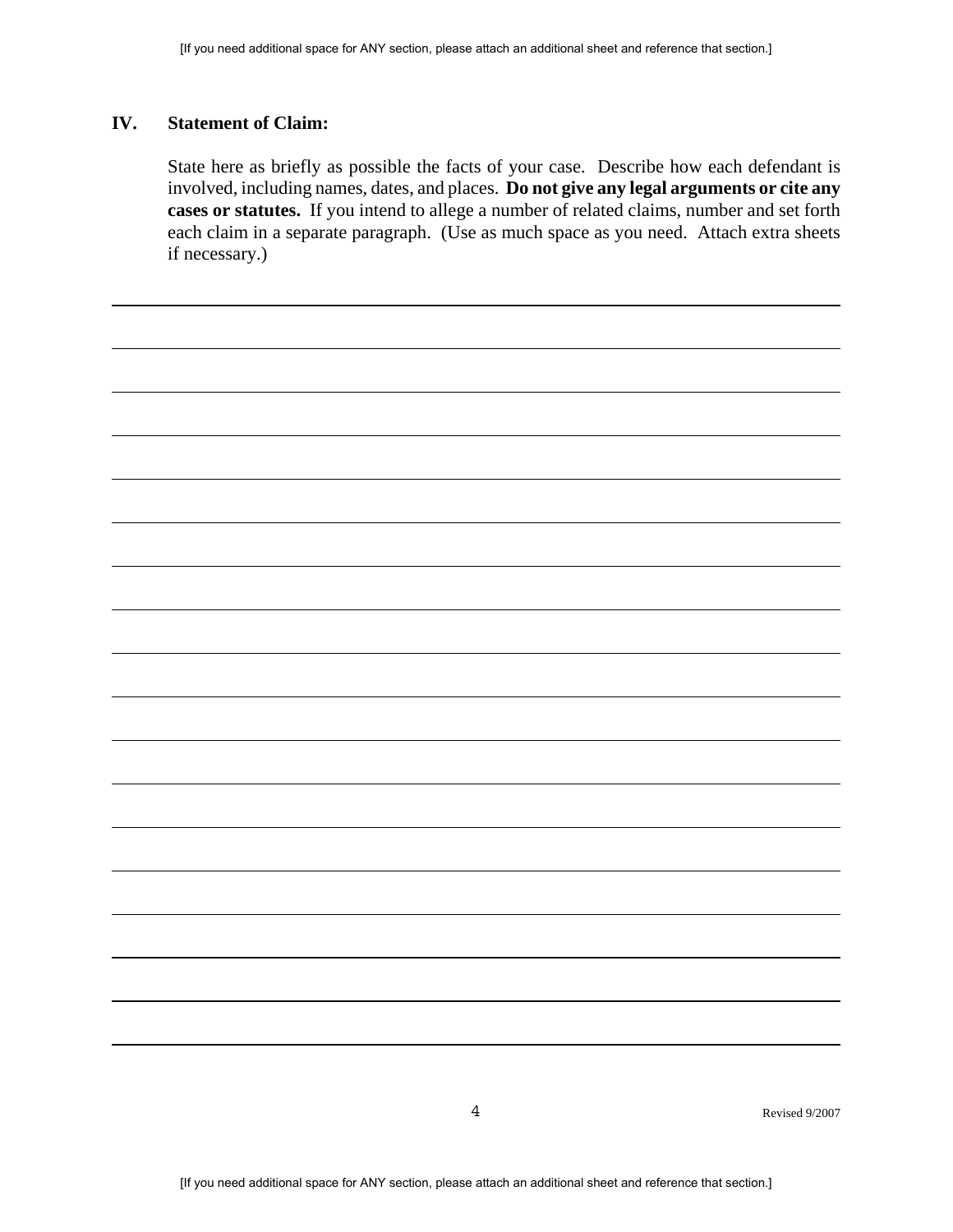## IV. Statement of Claim:

State here as briefly as possible the facts of your case. Describe how each defendant is involved, including names, dates, and places. **Do not give any legal arguments or cite any cases or statutes.** If you intend to allege a number of related claims, number and set forth each claim in a separate paragraph. (Use as much space as you need. Attach extra sheets if necessary.)

\_\_\_\_\_\_\_\_\_\_\_\_\_\_\_\_\_\_\_\_\_\_\_\_\_\_\_\_\_\_\_\_\_\_\_\_\_\_\_\_\_\_\_\_\_\_\_\_\_\_\_\_\_\_\_\_\_\_\_\_\_\_\_\_\_\_\_\_\_\_\_\_\_\_\_\_\_\_

\_\_\_\_\_\_\_\_\_\_\_\_\_\_\_\_\_\_\_\_\_\_\_\_\_\_\_\_\_\_\_\_\_\_\_\_\_\_\_\_\_\_\_\_\_\_\_\_\_\_\_\_\_\_\_\_\_\_\_\_\_\_\_\_\_\_\_\_\_\_\_\_\_\_\_\_\_\_

\_\_\_\_\_\_\_\_\_\_\_\_\_\_\_\_\_\_\_\_\_\_\_\_\_\_\_\_\_\_\_\_\_\_\_\_\_\_\_\_\_\_\_\_\_\_\_\_\_\_\_\_\_\_\_\_\_\_\_\_\_\_\_\_\_\_\_\_\_\_\_\_\_\_\_\_\_\_

\_\_\_\_\_\_\_\_\_\_\_\_\_\_\_\_\_\_\_\_\_\_\_\_\_\_\_\_\_\_\_\_\_\_\_\_\_\_\_\_\_\_\_\_\_\_\_\_\_\_\_\_\_\_\_\_\_\_\_\_\_\_\_\_\_\_\_\_\_\_\_\_\_\_\_\_\_\_

\_\_\_\_\_\_\_\_\_\_\_\_\_\_\_\_\_\_\_\_\_\_\_\_\_\_\_\_\_\_\_\_\_\_\_\_\_\_\_\_\_\_\_\_\_\_\_\_\_\_\_\_\_\_\_\_\_\_\_\_\_\_\_\_\_\_\_\_\_\_\_\_\_\_\_\_\_\_

\_\_\_\_\_\_\_\_\_\_\_\_\_\_\_\_\_\_\_\_\_\_\_\_\_\_\_\_\_\_\_\_\_\_\_\_\_\_\_\_\_\_\_\_\_\_\_\_\_\_\_\_\_\_\_\_\_\_\_\_\_\_\_\_\_\_\_\_\_\_\_\_\_\_\_\_\_\_

\_\_\_\_\_\_\_\_\_\_\_\_\_\_\_\_\_\_\_\_\_\_\_\_\_\_\_\_\_\_\_\_\_\_\_\_\_\_\_\_\_\_\_\_\_\_\_\_\_\_\_\_\_\_\_\_\_\_\_\_\_\_\_\_\_\_\_\_\_\_\_\_\_\_\_\_\_\_

\_\_\_\_\_\_\_\_\_\_\_\_\_\_\_\_\_\_\_\_\_\_\_\_\_\_\_\_\_\_\_\_\_\_\_\_\_\_\_\_\_\_\_\_\_\_\_\_\_\_\_\_\_\_\_\_\_\_\_\_\_\_\_\_\_\_\_\_\_\_\_\_\_\_\_\_\_\_

\_\_\_\_\_\_\_\_\_\_\_\_\_\_\_\_\_\_\_\_\_\_\_\_\_\_\_\_\_\_\_\_\_\_\_\_\_\_\_\_\_\_\_\_\_\_\_\_\_\_\_\_\_\_\_\_\_\_\_\_\_\_\_\_\_\_\_\_\_\_\_\_\_\_\_\_\_\_

\_\_\_\_\_\_\_\_\_\_\_\_\_\_\_\_\_\_\_\_\_\_\_\_\_\_\_\_\_\_\_\_\_\_\_\_\_\_\_\_\_\_\_\_\_\_\_\_\_\_\_\_\_\_\_\_\_\_\_\_\_\_\_\_\_\_\_\_\_\_\_\_\_\_\_\_\_\_

\_\_\_\_\_\_\_\_\_\_\_\_\_\_\_\_\_\_\_\_\_\_\_\_\_\_\_\_\_\_\_\_\_\_\_\_\_\_\_\_\_\_\_\_\_\_\_\_\_\_\_\_\_\_\_\_\_\_\_\_\_\_\_\_\_\_\_\_\_\_\_\_\_\_\_\_\_\_

\_\_\_\_\_\_\_\_\_\_\_\_\_\_\_\_\_\_\_\_\_\_\_\_\_\_\_\_\_\_\_\_\_\_\_\_\_\_\_\_\_\_\_\_\_\_\_\_\_\_\_\_\_\_\_\_\_\_\_\_\_\_\_\_\_\_\_\_\_\_\_\_\_\_\_\_\_\_

\_\_\_\_\_\_\_\_\_\_\_\_\_\_\_\_\_\_\_\_\_\_\_\_\_\_\_\_\_\_\_\_\_\_\_\_\_\_\_\_\_\_\_\_\_\_\_\_\_\_\_\_\_\_\_\_\_\_\_\_\_\_\_\_\_\_\_\_\_\_\_\_\_\_\_\_\_\_

\_\_\_\_\_\_\_\_\_\_\_\_\_\_\_\_\_\_\_\_\_\_\_\_\_\_\_\_\_\_\_\_\_\_\_\_\_\_\_\_\_\_\_\_\_\_\_\_\_\_\_\_\_\_\_\_\_\_\_\_\_\_\_\_\_\_\_\_\_\_\_\_\_\_\_\_\_\_

\_\_\_\_\_\_\_\_\_\_\_\_\_\_\_\_\_\_\_\_\_\_\_\_\_\_\_\_\_\_\_\_\_\_\_\_\_\_\_\_\_\_\_\_\_\_\_\_\_\_\_\_\_\_\_\_\_\_\_\_\_\_\_\_\_\_\_\_\_\_\_\_\_\_\_\_\_\_

\_\_\_\_\_\_\_\_\_\_\_\_\_\_\_\_\_\_\_\_\_\_\_\_\_\_\_\_\_\_\_\_\_\_\_\_\_\_\_\_\_\_\_\_\_\_\_\_\_\_\_\_\_\_\_\_\_\_\_\_\_\_\_\_\_\_\_\_\_\_\_\_\_\_\_\_\_\_

\_\_\_\_\_\_\_\_\_\_\_\_\_\_\_\_\_\_\_\_\_\_\_\_\_\_\_\_\_\_\_\_\_\_\_\_\_\_\_\_\_\_\_\_\_\_\_\_\_\_\_\_\_\_\_\_\_\_\_\_\_\_\_\_\_\_\_\_\_\_\_\_\_\_\_\_\_\_

\_\_\_\_\_\_\_\_\_\_\_\_\_\_\_\_\_\_\_\_\_\_\_\_\_\_\_\_\_\_\_\_\_\_\_\_\_\_\_\_\_\_\_\_\_\_\_\_\_\_\_\_\_\_\_\_\_\_\_\_\_\_\_\_\_\_\_\_\_\_\_\_\_\_\_\_\_\_

Revised 9/2007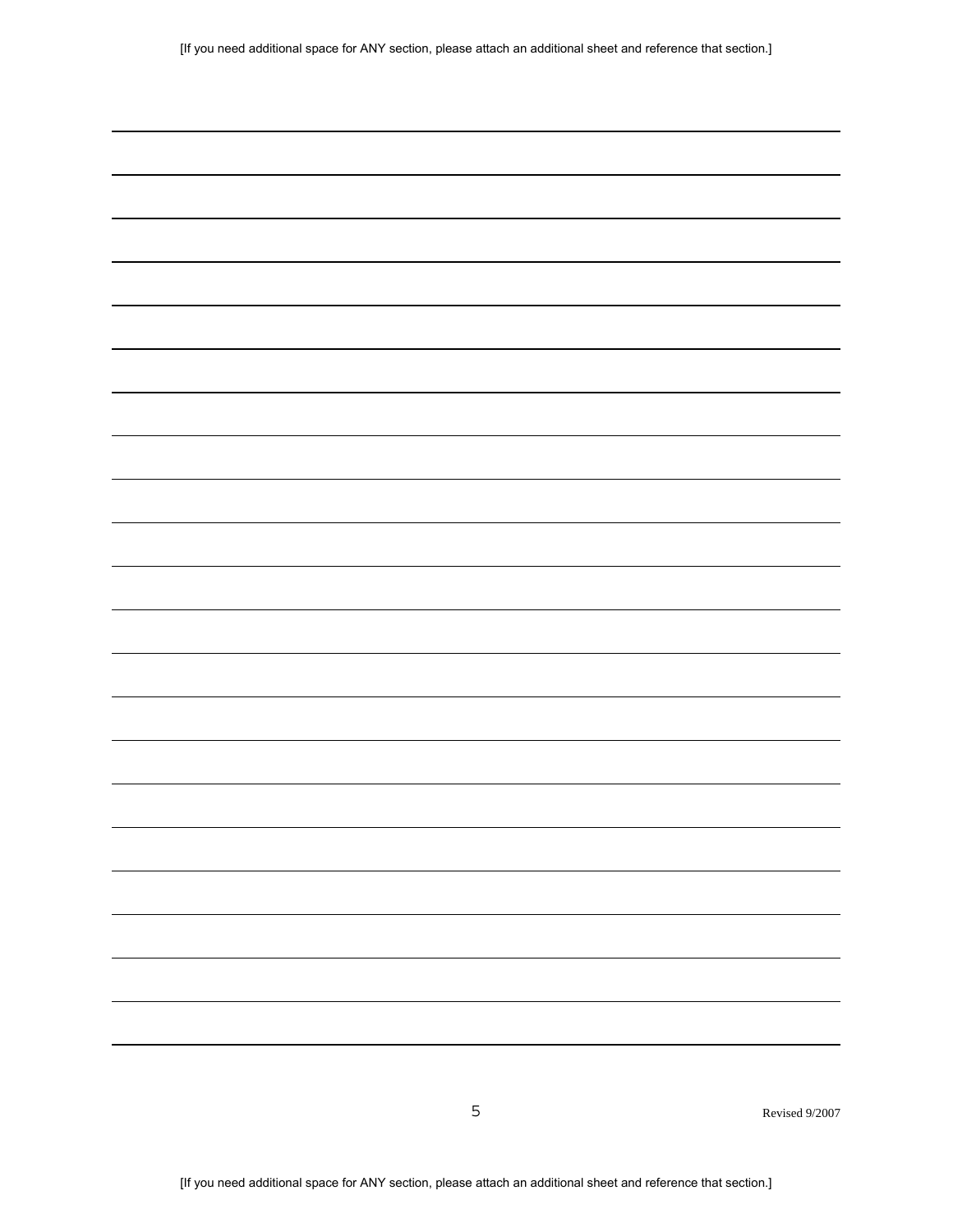[If you need additional space for ANY section, please attach an additional sheet and reference that section.]

[If you need additional space for ANY section, please attach an additional sheet and reference that section.]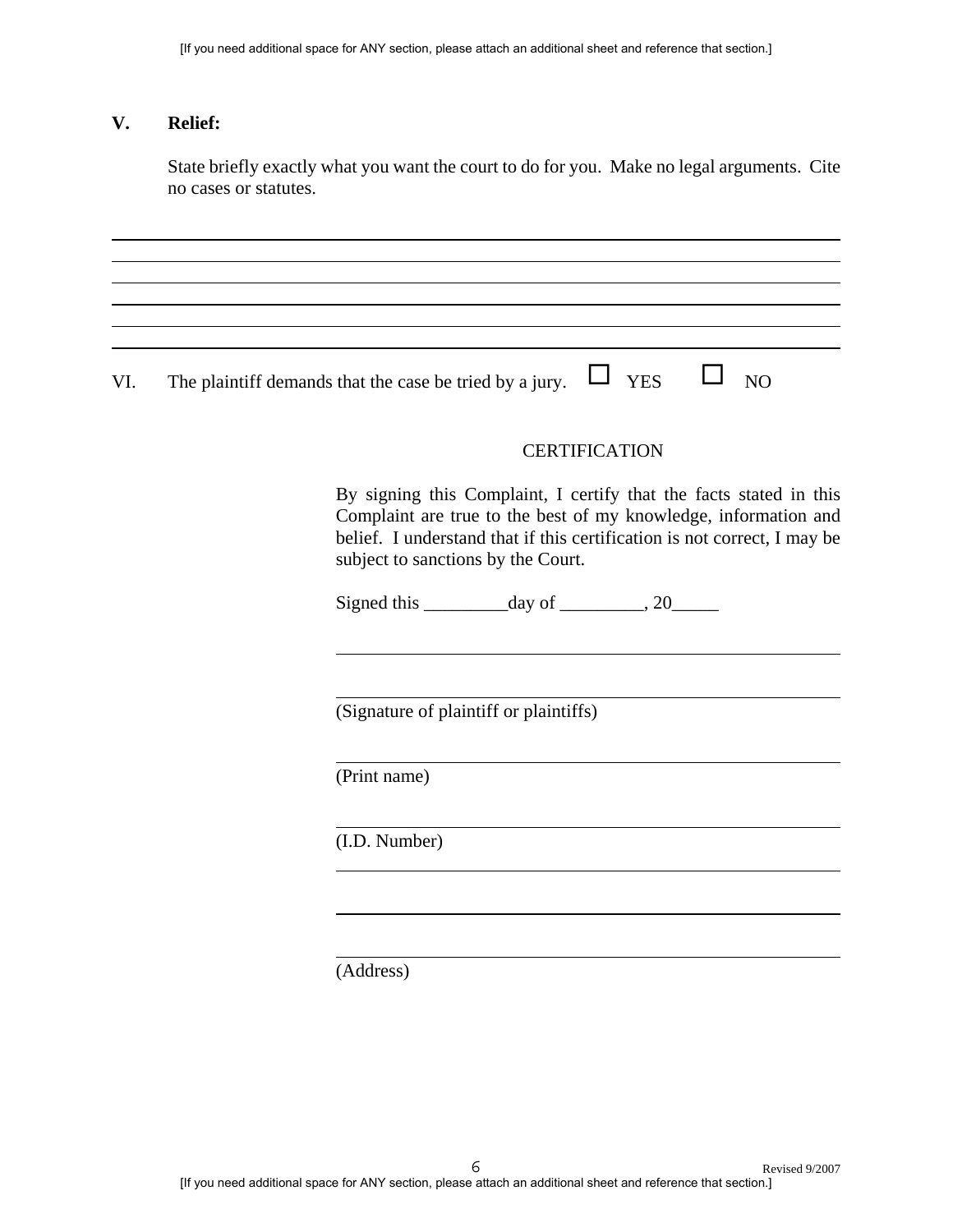**V. Relief:**

State briefly exactly what you want the court to do for you. Make no legal arguments. Cite no cases or statutes.

\_\_\_\_\_\_\_\_\_\_\_\_\_\_\_\_\_\_\_\_\_\_\_\_\_\_\_\_\_\_\_\_\_\_\_\_\_\_\_\_\_\_\_\_\_\_\_\_\_\_\_\_\_\_\_\_\_\_\_\_\_\_\_\_\_\_\_\_\_\_\_\_

\_\_\_\_\_\_\_\_\_\_\_\_\_\_\_\_\_\_\_\_\_\_\_\_\_\_\_\_\_\_\_\_\_\_\_\_\_\_\_\_\_\_\_\_\_\_\_\_\_\_\_\_\_\_\_\_\_\_\_\_\_\_\_\_\_\_\_\_\_\_\_\_

\_\_\_\_\_\_\_\_\_\_\_\_\_\_\_\_\_\_\_\_\_\_\_\_\_\_\_\_\_\_\_\_\_\_\_\_\_\_\_\_\_\_\_\_\_\_\_\_\_\_\_\_\_\_\_\_\_\_\_\_\_\_\_\_\_\_\_\_\_\_\_\_

\_\_\_\_\_\_\_\_\_\_\_\_\_\_\_\_\_\_\_\_\_\_\_\_\_\_\_\_\_\_\_\_\_\_\_\_\_\_\_\_\_\_\_\_\_\_\_\_\_\_\_\_\_\_\_\_\_\_\_\_\_\_\_\_\_\_\_\_\_\_\_\_

\_\_\_\_\_\_\_\_\_\_\_\_\_\_\_\_\_\_\_\_\_\_\_\_\_\_\_\_\_\_\_\_\_\_\_\_\_\_\_\_\_\_\_\_\_\_\_\_\_\_\_\_\_\_\_\_\_\_\_\_\_\_\_\_\_\_\_\_\_\_\_\_

\_\_\_\_\_\_\_\_\_\_\_\_\_\_\_\_\_\_\_\_\_\_\_\_\_\_\_\_\_\_\_\_\_\_\_\_\_\_\_\_\_\_\_\_\_\_\_\_\_\_\_\_\_\_\_\_\_\_\_\_\_\_\_\_\_\_\_\_\_\_\_\_

VI. The plaintiff demands that the case be tried by a jury. ☐ YES ☐ NO

CERTIFICATION

By signing this Complaint, I certify that the facts stated in this Complaint are true to the best of my knowledge, information and belief. I understand that if this certification is not correct, I may be subject to sanctions by the Court.

Signed this \_\_\_\_\_\_\_\_\_day of \_\_\_\_\_\_\_\_\_, 20\_\_\_\_\_

\_\_\_\_\_\_\_\_\_\_\_\_\_\_\_\_\_\_\_\_\_\_\_\_\_\_\_\_\_\_\_\_\_\_\_\_\_\_\_\_\_\_\_\_

\_\_\_\_\_\_\_\_\_\_\_\_\_\_\_\_\_\_\_\_\_\_\_\_\_\_\_\_\_\_\_\_\_\_\_\_\_\_\_\_\_\_\_\_
(Signature of plaintiff or plaintiffs)

\_\_\_\_\_\_\_\_\_\_\_\_\_\_\_\_\_\_\_\_\_\_\_\_\_\_\_\_\_\_\_\_\_\_\_\_\_\_\_\_\_\_\_\_
(Print name)

\_\_\_\_\_\_\_\_\_\_\_\_\_\_\_\_\_\_\_\_\_\_\_\_\_\_\_\_\_\_\_\_\_\_\_\_\_\_\_\_\_\_\_\_
(I.D. Number)

\_\_\_\_\_\_\_\_\_\_\_\_\_\_\_\_\_\_\_\_\_\_\_\_\_\_\_\_\_\_\_\_\_\_\_\_\_\_\_\_\_\_\_\_

\_\_\_\_\_\_\_\_\_\_\_\_\_\_\_\_\_\_\_\_\_\_\_\_\_\_\_\_\_\_\_\_\_\_\_\_\_\_\_\_\_\_\_\_

\_\_\_\_\_\_\_\_\_\_\_\_\_\_\_\_\_\_\_\_\_\_\_\_\_\_\_\_\_\_\_\_\_\_\_\_\_\_\_\_\_\_\_\_
(Address)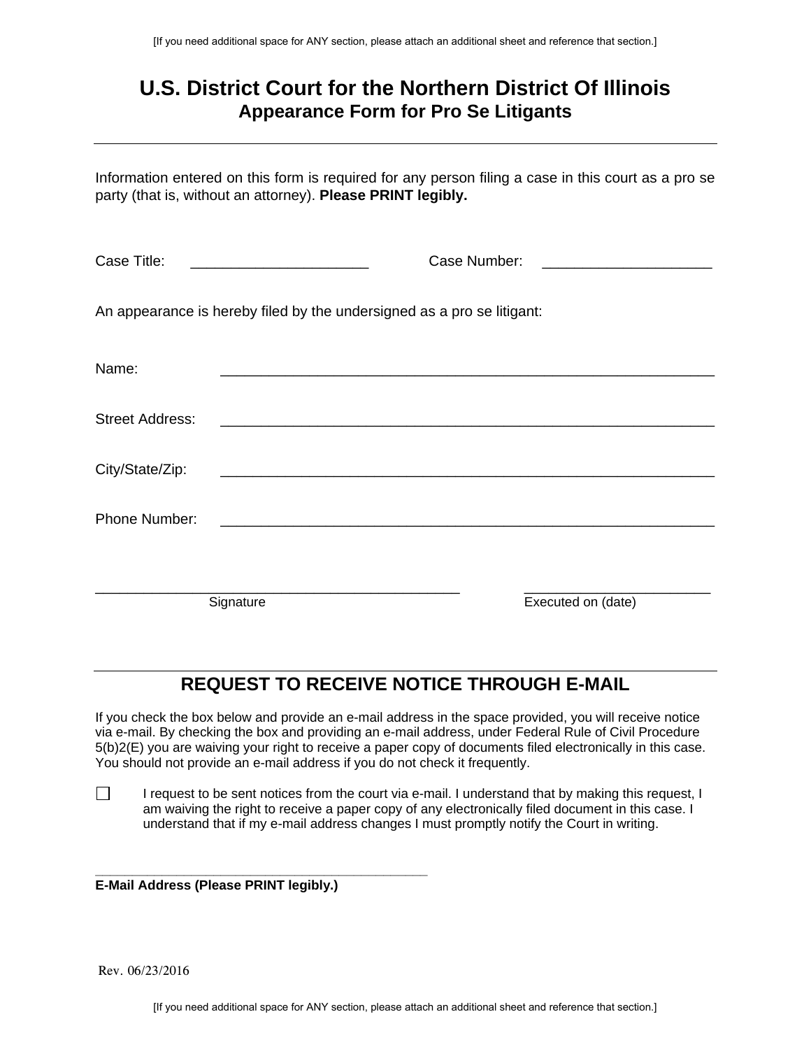[If you need additional space for ANY section, please attach an additional sheet and reference that section.]

# U.S. District Court for the Northern District Of Illinois
## Appearance Form for Pro Se Litigants

Information entered on this form is required for any person filing a case in this court as a pro se party (that is, without an attorney). **Please PRINT legibly.**

Case Title: ______________________ Case Number: ____________________

An appearance is hereby filed by the undersigned as a pro se litigant:

Name: ______________________________________________________________

Street Address: ______________________________________________________________

City/State/Zip: ______________________________________________________________

Phone Number: ______________________________________________________________

_____________________________________________ Signature

________________________ Executed on (date)

## REQUEST TO RECEIVE NOTICE THROUGH E-MAIL

If you check the box below and provide an e-mail address in the space provided, you will receive notice via e-mail. By checking the box and providing an e-mail address, under Federal Rule of Civil Procedure 5(b)2(E) you are waiving your right to receive a paper copy of documents filed electronically in this case. You should not provide an e-mail address if you do not check it frequently.

☐ I request to be sent notices from the court via e-mail. I understand that by making this request, I am waiving the right to receive a paper copy of any electronically filed document in this case. I understand that if my e-mail address changes I must promptly notify the Court in writing.

_____________________________________________
**E-Mail Address (Please PRINT legibly.)**

Rev. 06/23/2016

[If you need additional space for ANY section, please attach an additional sheet and reference that section.]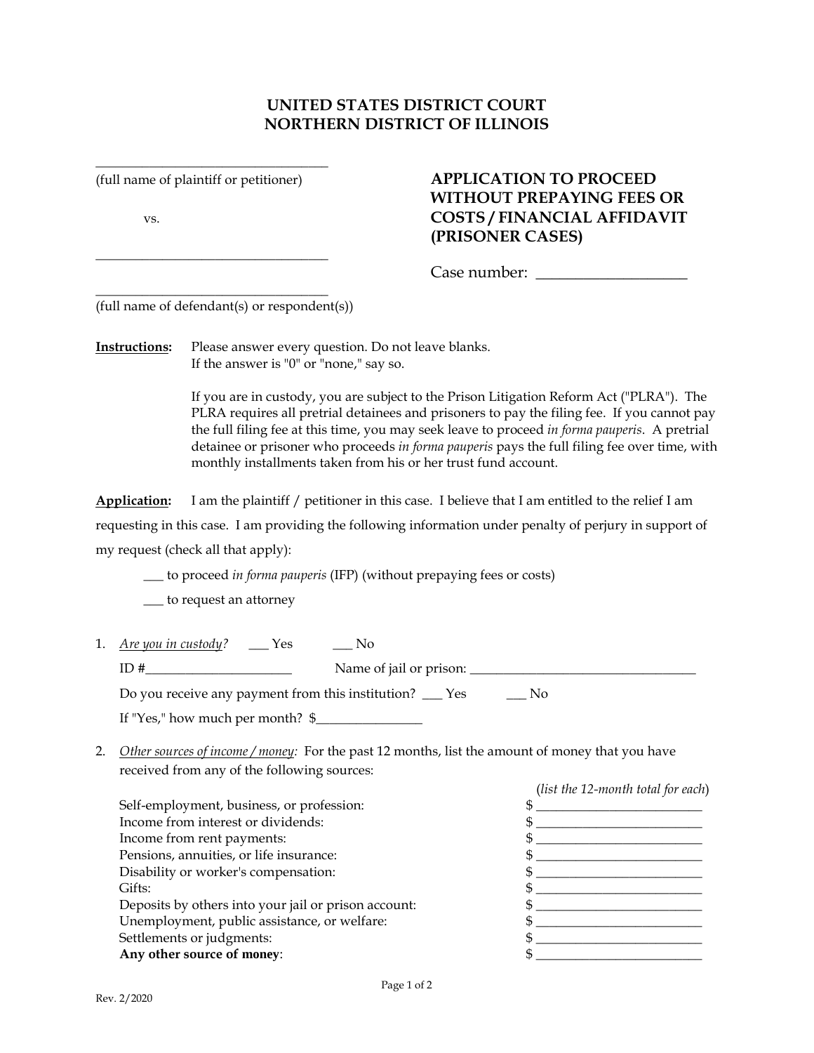# UNITED STATES DISTRICT COURT
# NORTHERN DISTRICT OF ILLINOIS

________________________________
(full name of plaintiff or petitioner)

vs.

________________________________

________________________________
(full name of defendant(s) or respondent(s))

## APPLICATION TO PROCEED WITHOUT PREPAYING FEES OR COSTS / FINANCIAL AFFIDAVIT (PRISONER CASES)

Case number: ___________________

**Instructions:** Please answer every question. Do not leave blanks. If the answer is "0" or "none," say so.

If you are in custody, you are subject to the Prison Litigation Reform Act ("PLRA"). The PLRA requires all pretrial detainees and prisoners to pay the filing fee. If you cannot pay the full filing fee at this time, you may seek leave to proceed *in forma pauperis*. A pretrial detainee or prisoner who proceeds *in forma pauperis* pays the full filing fee over time, with monthly installments taken from his or her trust fund account.

**Application:** I am the plaintiff / petitioner in this case. I believe that I am entitled to the relief I am requesting in this case. I am providing the following information under penalty of perjury in support of my request (check all that apply):

___ to proceed *in forma pauperis* (IFP) (without prepaying fees or costs)

___ to request an attorney

1. *Are you in custody?* ___ Yes ___ No

   ID #_____________________ Name of jail or prison: _________________________________

   Do you receive any payment from this institution? ___ Yes ___ No

   If "Yes," how much per month? $_______________

2. *Other sources of income / money:* For the past 12 months, list the amount of money that you have received from any of the following sources:

| | (*list the 12-month total for each*) |
|---|---|
| Self-employment, business, or profession: | $ ________________________ |
| Income from interest or dividends: | $ ________________________ |
| Income from rent payments: | $ ________________________ |
| Pensions, annuities, or life insurance: | $ ________________________ |
| Disability or worker's compensation: | $ ________________________ |
| Gifts: | $ ________________________ |
| Deposits by others into your jail or prison account: | $ ________________________ |
| Unemployment, public assistance, or welfare: | $ ________________________ |
| Settlements or judgments: | $ ________________________ |
| **Any other source of money**: | $ ________________________ |

Rev. 2/2020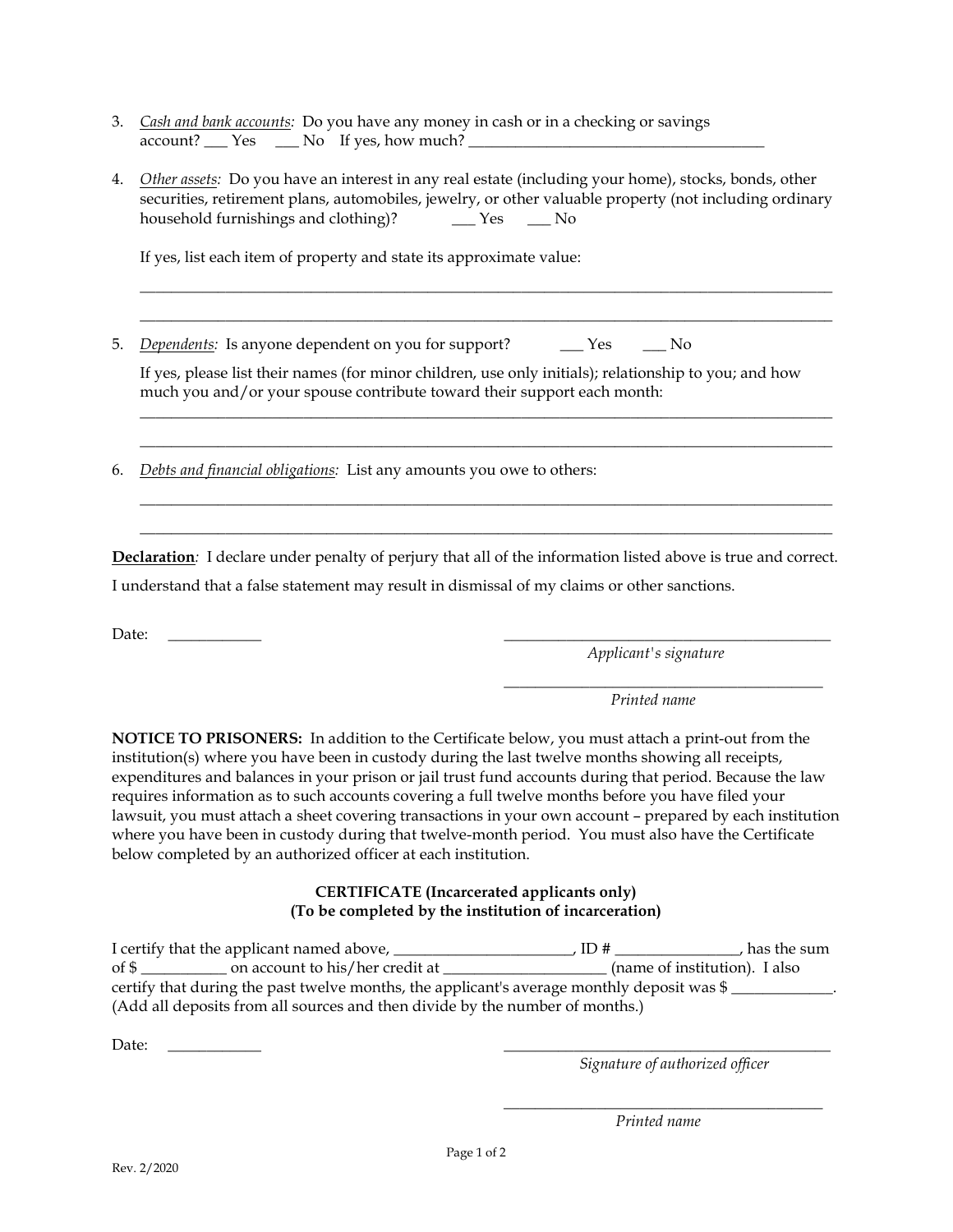3. *Cash and bank accounts:* Do you have any money in cash or in a checking or savings account? ___ Yes ___ No If yes, how much? _______________________________________

4. *Other assets:* Do you have an interest in any real estate (including your home), stocks, bonds, other securities, retirement plans, automobiles, jewelry, or other valuable property (not including ordinary household furnishings and clothing)? ___ Yes ___ No

   If yes, list each item of property and state its approximate value:

   _______________________________________________________________________________________

   _______________________________________________________________________________________

5. *Dependents:* Is anyone dependent on you for support? ___ Yes ___ No

   If yes, please list their names (for minor children, use only initials); relationship to you; and how much you and/or your spouse contribute toward their support each month:

   _______________________________________________________________________________________

   _______________________________________________________________________________________

6. *Debts and financial obligations:* List any amounts you owe to others:

   _______________________________________________________________________________________

   _______________________________________________________________________________________

**Declaration***:* I declare under penalty of perjury that all of the information listed above is true and correct. I understand that a false statement may result in dismissal of my claims or other sanctions.

Date: ____________ _____________________________________________
*Applicant's signature*

_____________________________________________
*Printed name*

**NOTICE TO PRISONERS:** In addition to the Certificate below, you must attach a print-out from the institution(s) where you have been in custody during the last twelve months showing all receipts, expenditures and balances in your prison or jail trust fund accounts during that period. Because the law requires information as to such accounts covering a full twelve months before you have filed your lawsuit, you must attach a sheet covering transactions in your own account – prepared by each institution where you have been in custody during that twelve-month period. You must also have the Certificate below completed by an authorized officer at each institution.

**CERTIFICATE (Incarcerated applicants only)**
**(To be completed by the institution of incarceration)**

I certify that the applicant named above, _______________________, ID # ________________, has the sum of $ ___________ on account to his/her credit at _____________________ (name of institution). I also certify that during the past twelve months, the applicant's average monthly deposit was $ _____________. (Add all deposits from all sources and then divide by the number of months.)

Date: ____________ _____________________________________________
*Signature of authorized officer*

_____________________________________________
*Printed name*

Rev. 2/2020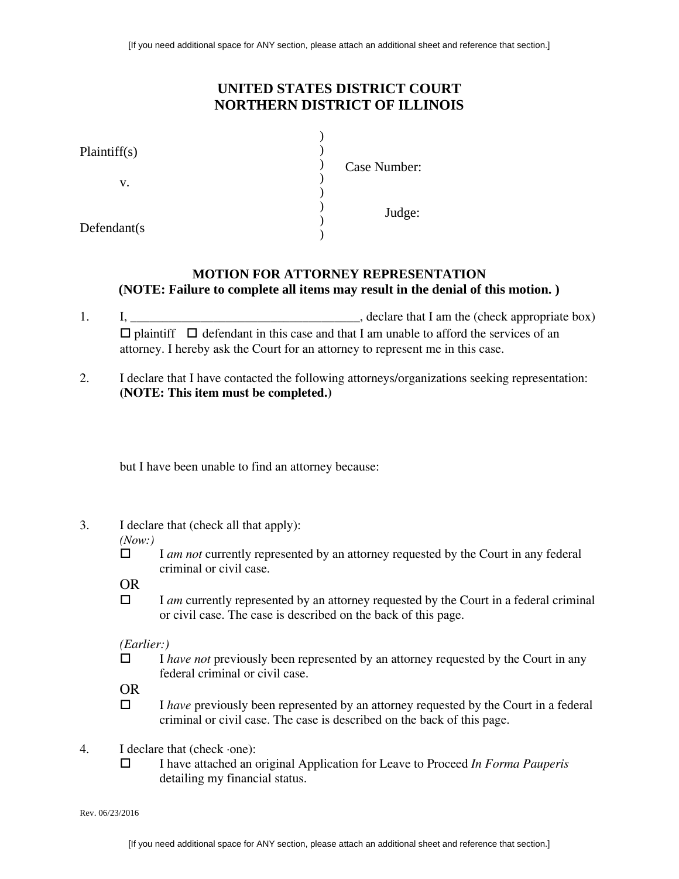[If you need additional space for ANY section, please attach an additional sheet and reference that section.]

**UNITED STATES DISTRICT COURT**
**NORTHERN DISTRICT OF ILLINOIS**

| | | |
|---|---|---|
| Plaintiff(s) | ) | Case Number: |
| v. | ) | |
| Defendant(s | ) | Judge: |

**MOTION FOR ATTORNEY REPRESENTATION**
**(NOTE: Failure to complete all items may result in the denial of this motion. )**

1. I, ____________________________________, declare that I am the (check appropriate box) ☐ plaintiff ☐ defendant in this case and that I am unable to afford the services of an attorney. I hereby ask the Court for an attorney to represent me in this case.

2. I declare that I have contacted the following attorneys/organizations seeking representation: **(NOTE: This item must be completed.)**

   but I have been unable to find an attorney because:

3. I declare that (check all that apply):

   *(Now:)*

   ☐ I *am not* currently represented by an attorney requested by the Court in any federal criminal or civil case.

   OR

   ☐ I *am* currently represented by an attorney requested by the Court in a federal criminal or civil case. The case is described on the back of this page.

   *(Earlier:)*

   ☐ I *have not* previously been represented by an attorney requested by the Court in any federal criminal or civil case.

   OR

   ☐ I *have* previously been represented by an attorney requested by the Court in a federal criminal or civil case. The case is described on the back of this page.

4. I declare that (check ·one):

   ☐ I have attached an original Application for Leave to Proceed *In Forma Pauperis* detailing my financial status.

Rev. 06/23/2016

[If you need additional space for ANY section, please attach an additional sheet and reference that section.]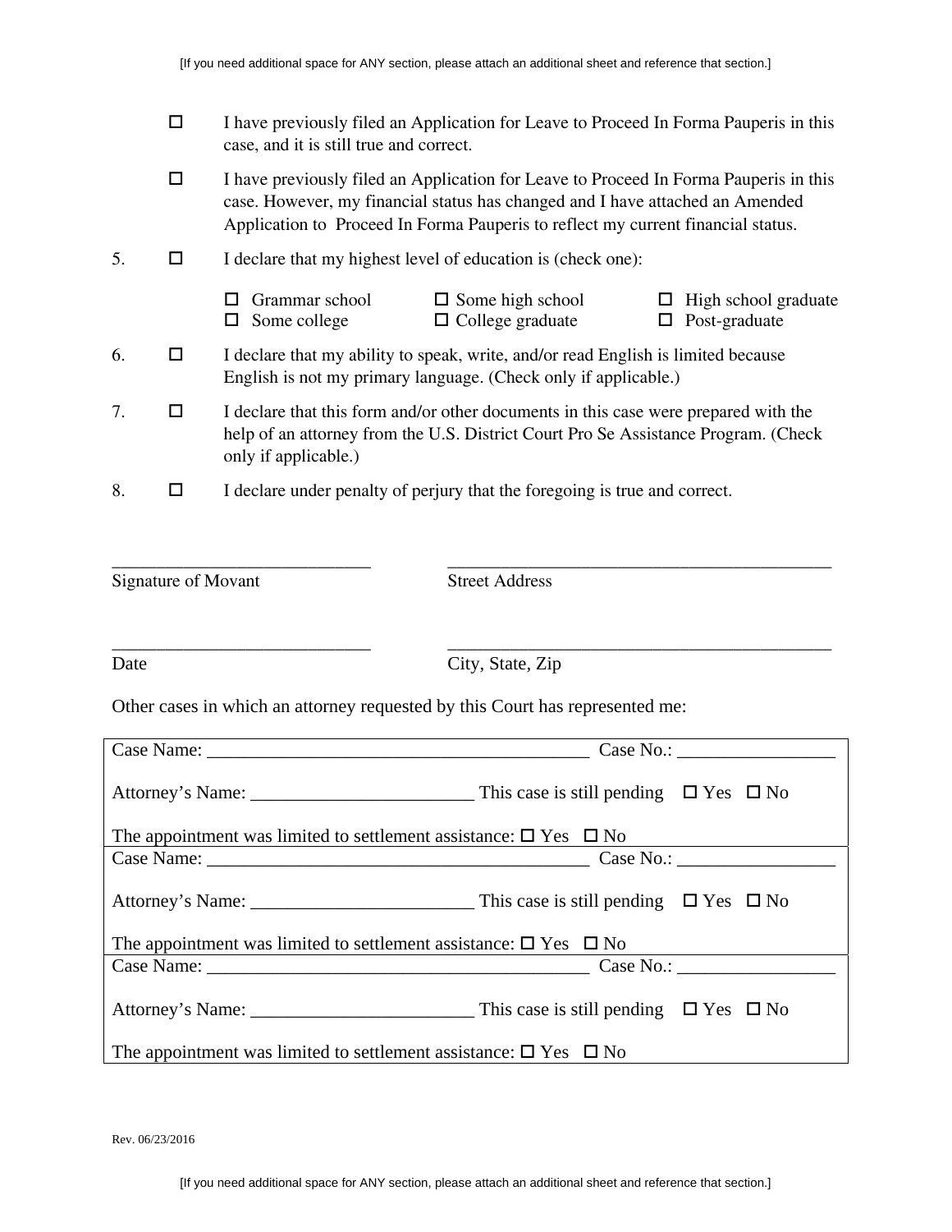- ☐ I have previously filed an Application for Leave to Proceed In Forma Pauperis in this case, and it is still true and correct.
- ☐ I have previously filed an Application for Leave to Proceed In Forma Pauperis in this case. However, my financial status has changed and I have attached an Amended Application to Proceed In Forma Pauperis to reflect my current financial status.

5. ☐ I declare that my highest level of education is (check one):

   ☐ Grammar school ☐ Some high school ☐ High school graduate
   ☐ Some college ☐ College graduate ☐ Post-graduate

6. ☐ I declare that my ability to speak, write, and/or read English is limited because English is not my primary language. (Check only if applicable.)

7. ☐ I declare that this form and/or other documents in this case were prepared with the help of an attorney from the U.S. District Court Pro Se Assistance Program. (Check only if applicable.)

8. ☐ I declare under penalty of perjury that the foregoing is true and correct.

| | |
|---|---|
| ____________________________ | ____________________________________________ |
| Signature of Movant | Street Address |
| ____________________________ | ____________________________________________ |
| Date | City, State, Zip |

Other cases in which an attorney requested by this Court has represented me:

| |
|---|
| Case Name: _________________________________________ Case No.: _________________ |
| Attorney's Name: ________________________ This case is still pending ☐ Yes ☐ No |
| The appointment was limited to settlement assistance: ☐ Yes ☐ No |
| Case Name: _________________________________________ Case No.: _________________ |
| Attorney's Name: ________________________ This case is still pending ☐ Yes ☐ No |
| The appointment was limited to settlement assistance: ☐ Yes ☐ No |
| Case Name: _________________________________________ Case No.: _________________ |
| Attorney's Name: ________________________ This case is still pending ☐ Yes ☐ No |
| The appointment was limited to settlement assistance: ☐ Yes ☐ No |

Rev. 06/23/2016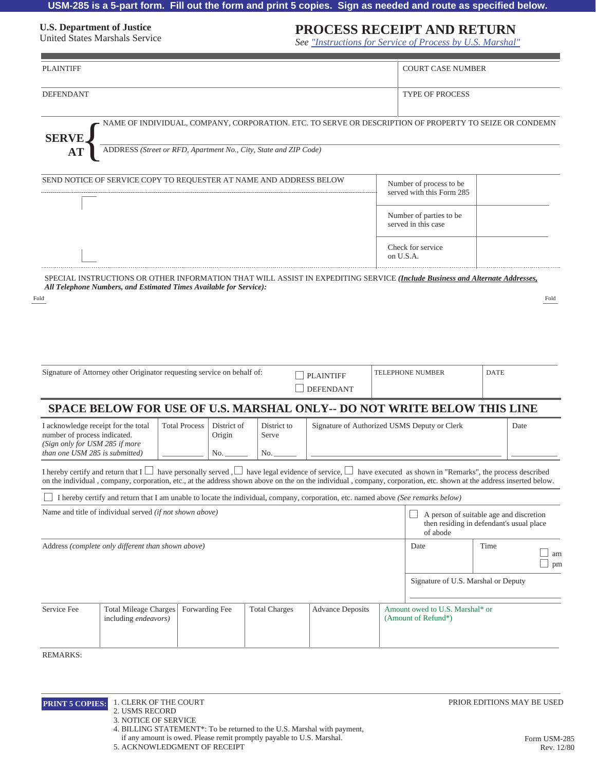**USM-285 is a 5-part form. Fill out the form and print 5 copies. Sign as needed and route as specified below.**

U.S. Department of Justice
United States Marshals Service

# PROCESS RECEIPT AND RETURN

See "Instructions for Service of Process by U.S. Marshal"

| | |
|---|---|
| PLAINTIFF | COURT CASE NUMBER |
| DEFENDANT | TYPE OF PROCESS |

**SERVE AT**
NAME OF INDIVIDUAL, COMPANY, CORPORATION. ETC. TO SERVE OR DESCRIPTION OF PROPERTY TO SEIZE OR CONDEMN

ADDRESS *(Street or RFD, Apartment No., City, State and ZIP Code)*

SEND NOTICE OF SERVICE COPY TO REQUESTER AT NAME AND ADDRESS BELOW

| | |
|---|---|
| Number of process to be served with this Form 285 | |
| Number of parties to be served in this case | |
| Check for service on U.S.A. | |

SPECIAL INSTRUCTIONS OR OTHER INFORMATION THAT WILL ASSIST IN EXPEDITING SERVICE ***(Include Business and Alternate Addresses, All Telephone Numbers, and Estimated Times Available for Service):***

Fold

Fold

| | | | |
|---|---|---|---|
| Signature of Attorney other Originator requesting service on behalf of: | ☐ PLAINTIFF ☐ DEFENDANT | TELEPHONE NUMBER | DATE |

## SPACE BELOW FOR USE OF U.S. MARSHAL ONLY-- DO NOT WRITE BELOW THIS LINE

| | | | | | |
|---|---|---|---|---|---|
| I acknowledge receipt for the total number of process indicated. *(Sign only for USM 285 if more than one USM 285 is submitted)* | Total Process | District of Origin No. ______ | District to Serve No. ______ | Signature of Authorized USMS Deputy or Clerk | Date |

I hereby certify and return that I ☐ have personally served , ☐ have legal evidence of service, ☐ have executed as shown in "Remarks", the process described on the individual , company, corporation, etc., at the address shown above on the on the individual , company, corporation, etc. shown at the address inserted below.

☐ I hereby certify and return that I am unable to locate the individual, company, corporation, etc. named above *(See remarks below)*

| | | |
|---|---|---|
| Name and title of individual served *(if not shown above)* | ☐ A person of suitable age and discretion then residing in defendant's usual place of abode | |
| Address *(complete only different than shown above)* | Date | Time ☐ am ☐ pm |
| | Signature of U.S. Marshal or Deputy | |

| Service Fee | Total Mileage Charges including *endeavors)* | Forwarding Fee | Total Charges | Advance Deposits | Amount owed to U.S. Marshal* or (Amount of Refund*) |
|---|---|---|---|---|---|
| | | | | | |

REMARKS:

**PRINT 5 COPIES:**
1. CLERK OF THE COURT
2. USMS RECORD
3. NOTICE OF SERVICE
4. BILLING STATEMENT*: To be returned to the U.S. Marshal with payment, if any amount is owed. Please remit promptly payable to U.S. Marshal.
5. ACKNOWLEDGMENT OF RECEIPT

PRIOR EDITIONS MAY BE USED

Form USM-285
Rev. 12/80